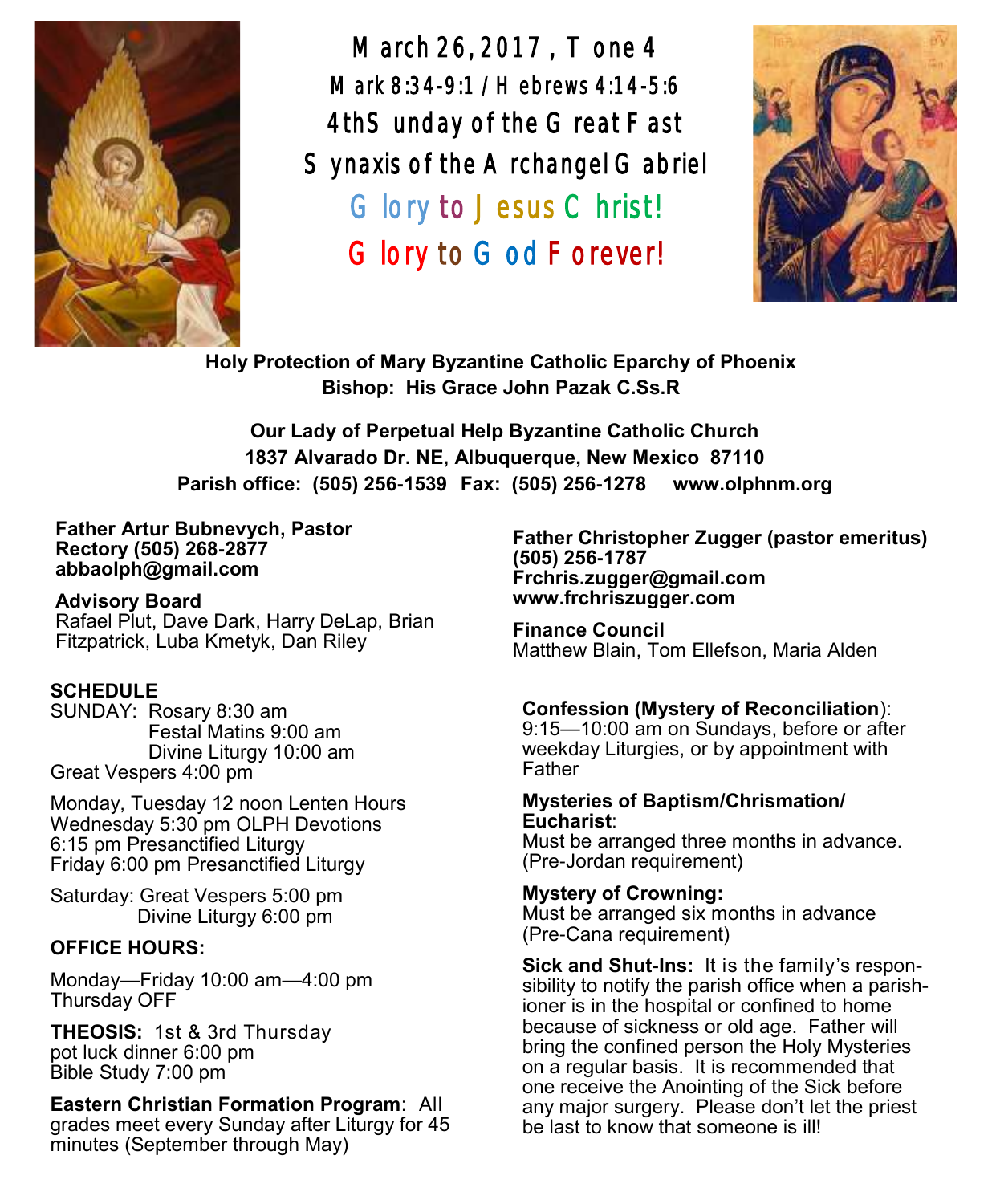# March 26, 2017, Tone 4

**Mark 8:34-9:1 / Hebrews 4:14-5:6**

**4th Sunday of the Great Fast**

**Synaxis of the Archangel Gabriel**

**Glory to Jesus Christ!**

**Glory to God Forever!**

**Holy Protection of Mary Byzantine Catholic Eparchy of Phoenix**
**Bishop: His Grace John Pazak C.Ss.R**

**Our Lady of Perpetual Help Byzantine Catholic Church**
**1837 Alvarado Dr. NE, Albuquerque, New Mexico 87110**
**Parish office: (505) 256-1539 Fax: (505) 256-1278 www.olphnm.org**

**Father Artur Bubnevych, Pastor**
**Rectory (505) 268-2877**
**abbaolph@gmail.com**

**Advisory Board**
Rafael Plut, Dave Dark, Harry DeLap, Brian Fitzpatrick, Luba Kmetyk, Dan Riley

**SCHEDULE**
SUNDAY: Rosary 8:30 am
Festal Matins 9:00 am
Divine Liturgy 10:00 am
Great Vespers 4:00 pm

Monday, Tuesday 12 noon Lenten Hours
Wednesday 5:30 pm OLPH Devotions
6:15 pm Presanctified Liturgy
Friday 6:00 pm Presanctified Liturgy

Saturday: Great Vespers 5:00 pm
Divine Liturgy 6:00 pm

**OFFICE HOURS:**

Monday—Friday 10:00 am—4:00 pm
Thursday OFF

**THEOSIS:** 1st & 3rd Thursday
pot luck dinner 6:00 pm
Bible Study 7:00 pm

**Eastern Christian Formation Program**: All grades meet every Sunday after Liturgy for 45 minutes (September through May)

**Father Christopher Zugger (pastor emeritus)**
**(505) 256-1787**
**Frchris.zugger@gmail.com**
**www.frchriszugger.com**

**Finance Council**
Matthew Blain, Tom Ellefson, Maria Alden

**Confession (Mystery of Reconciliation**):
9:15—10:00 am on Sundays, before or after weekday Liturgies, or by appointment with Father

**Mysteries of Baptism/Chrismation/ Eucharist**:
Must be arranged three months in advance. (Pre-Jordan requirement)

**Mystery of Crowning:**
Must be arranged six months in advance (Pre-Cana requirement)

**Sick and Shut-Ins:** It is the family's responsibility to notify the parish office when a parishioner is in the hospital or confined to home because of sickness or old age. Father will bring the confined person the Holy Mysteries on a regular basis. It is recommended that one receive the Anointing of the Sick before any major surgery. Please don't let the priest be last to know that someone is ill!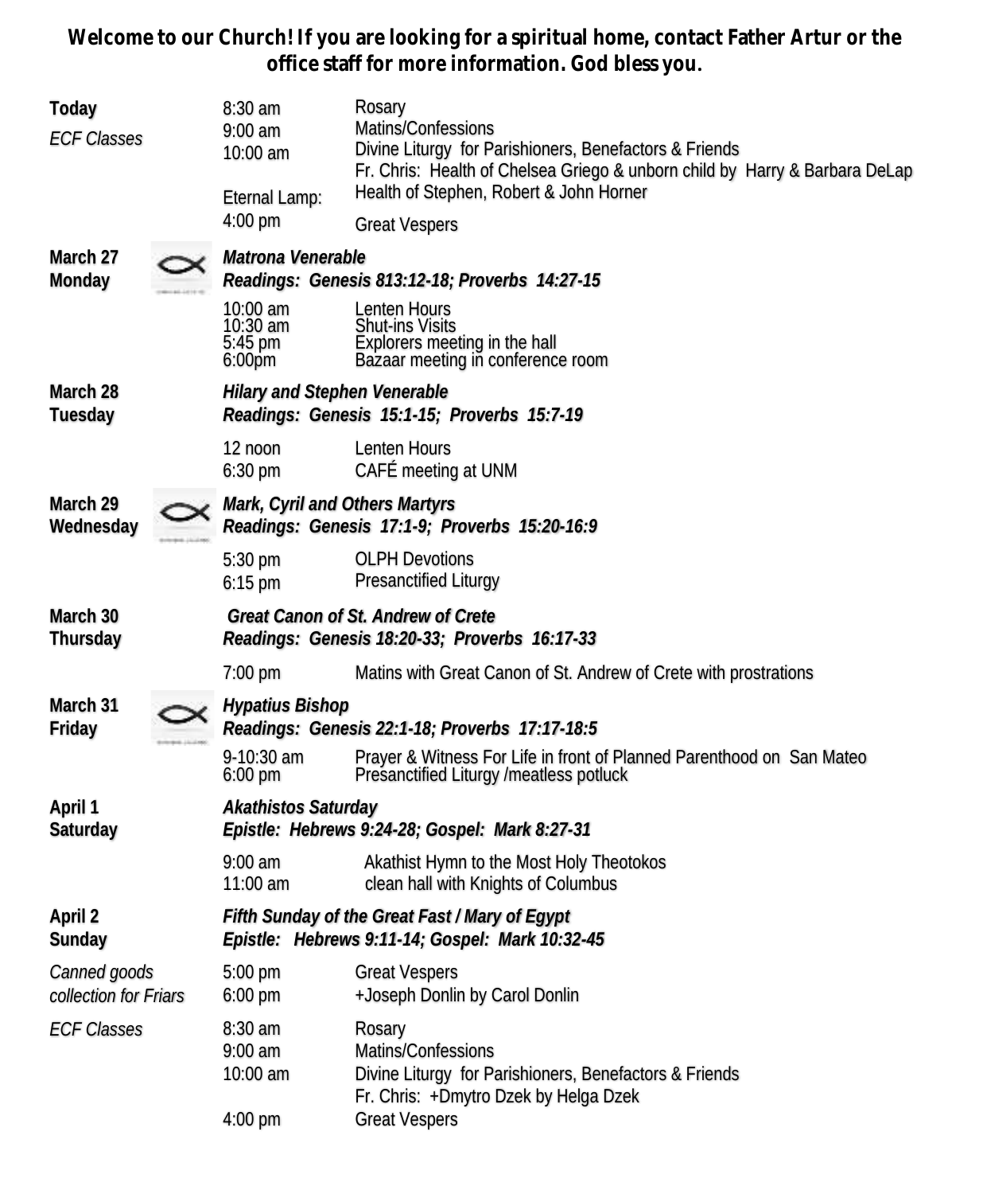**Welcome to our Church! If you are looking for a spiritual home, contact Father Artur or the office staff for more information. God bless you.**

| | | |
|---|---|---|
| **Today**<br>*ECF Classes* | 8:30 am<br>9:00 am<br>10:00 am<br><br>Eternal Lamp:<br>4:00 pm | Rosary<br>Matins/Confessions<br>Divine Liturgy for Parishioners, Benefactors & Friends<br>Fr. Chris: Health of Chelsea Griego & unborn child by Harry & Barbara DeLap<br>Health of Stephen, Robert & John Horner<br>Great Vespers |
| **March 27**<br>**Monday** | ***Matrona Venerable***<br>***Readings: Genesis 813:12-18; Proverbs 14:27-15*** | |
| | 10:00 am<br>10:30 am<br>5:45 pm<br>6:00pm | Lenten Hours<br>Shut-ins Visits<br>Explorers meeting in the hall<br>Bazaar meeting in conference room |
| **March 28**<br>**Tuesday** | ***Hilary and Stephen Venerable***<br>***Readings: Genesis 15:1-15; Proverbs 15:7-19*** | |
| | 12 noon<br>6:30 pm | Lenten Hours<br>CAFÉ meeting at UNM |
| **March 29**<br>**Wednesday** | ***Mark, Cyril and Others Martyrs***<br>***Readings: Genesis 17:1-9; Proverbs 15:20-16:9*** | |
| | 5:30 pm<br>6:15 pm | OLPH Devotions<br>Presanctified Liturgy |
| **March 30**<br>**Thursday** | ***Great Canon of St. Andrew of Crete***<br>***Readings: Genesis 18:20-33; Proverbs 16:17-33*** | |
| | 7:00 pm | Matins with Great Canon of St. Andrew of Crete with prostrations |
| **March 31**<br>**Friday** | ***Hypatius Bishop***<br>***Readings: Genesis 22:1-18; Proverbs 17:17-18:5*** | |
| | 9-10:30 am<br>6:00 pm | Prayer & Witness For Life in front of Planned Parenthood on San Mateo<br>Presanctified Liturgy /meatless potluck |
| **April 1**<br>**Saturday** | ***Akathistos Saturday***<br>***Epistle: Hebrews 9:24-28; Gospel: Mark 8:27-31*** | |
| | 9:00 am<br>11:00 am | Akathist Hymn to the Most Holy Theotokos<br>clean hall with Knights of Columbus |
| **April 2**<br>**Sunday** | ***Fifth Sunday of the Great Fast / Mary of Egypt***<br>***Epistle: Hebrews 9:11-14; Gospel: Mark 10:32-45*** | |
| *Canned goods collection for Friars* | 5:00 pm<br>6:00 pm | Great Vespers<br>+Joseph Donlin by Carol Donlin |
| *ECF Classes* | 8:30 am<br>9:00 am<br>10:00 am<br><br>4:00 pm | Rosary<br>Matins/Confessions<br>Divine Liturgy for Parishioners, Benefactors & Friends<br>Fr. Chris: +Dmytro Dzek by Helga Dzek<br>Great Vespers |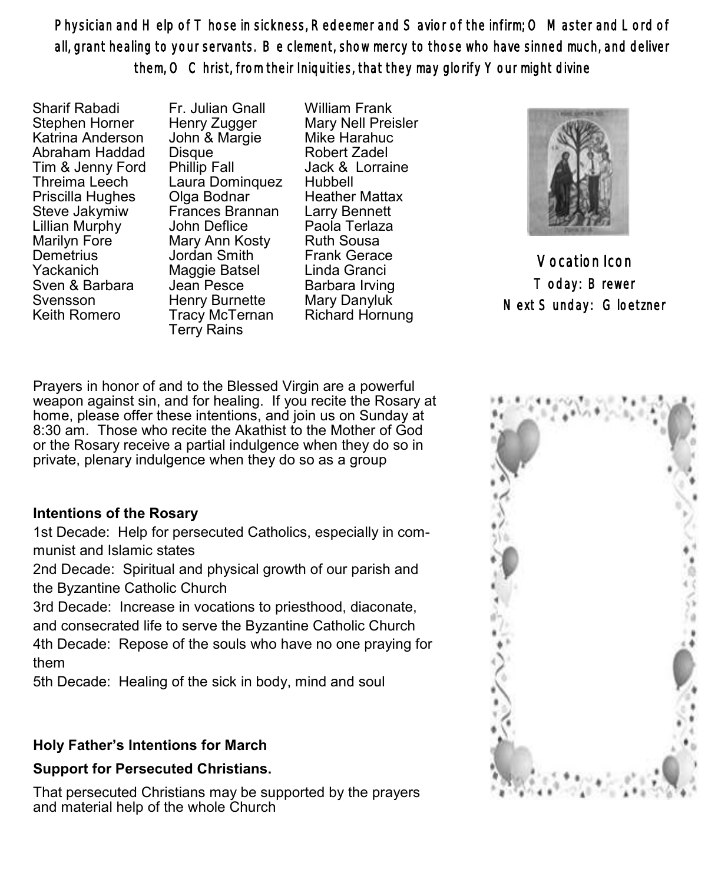**Physician and Help of Those in sickness, Redeemer and Savior of the infirm; O Master and Lord of all, grant healing to your servants. Be clement, show mercy to those who have sinned much, and deliver them, O Christ, from their Iniquities, that they may glorify Your might divine**

Sharif Rabadi
Stephen Horner
Katrina Anderson
Abraham Haddad
Tim & Jenny Ford
Threima Leech
Priscilla Hughes
Steve Jakymiw
Lillian Murphy
Marilyn Fore
Demetrius Yackanich
Sven & Barbara Svensson
Keith Romero

Fr. Julian Gnall
Henry Zugger
John & Margie Disque
Phillip Fall
Laura Dominquez
Olga Bodnar
Frances Brannan
John Deflice
Mary Ann Kosty
Jordan Smith
Maggie Batsel
Jean Pesce
Henry Burnette
Tracy McTernan
Terry Rains

William Frank
Mary Nell Preisler
Mike Harahuc
Robert Zadel
Jack & Lorraine Hubbell
Heather Mattax
Larry Bennett
Paola Terlaza
Ruth Sousa
Frank Gerace
Linda Granci
Barbara Irving
Mary Danyluk
Richard Hornung

**Vocation Icon**
Today: Brewer
Next Sunday: Gloetzner

Prayers in honor of and to the Blessed Virgin are a powerful weapon against sin, and for healing. If you recite the Rosary at home, please offer these intentions, and join us on Sunday at 8:30 am. Those who recite the Akathist to the Mother of God or the Rosary receive a partial indulgence when they do so in private, plenary indulgence when they do so as a group

**Intentions of the Rosary**

1st Decade: Help for persecuted Catholics, especially in communist and Islamic states

2nd Decade: Spiritual and physical growth of our parish and the Byzantine Catholic Church

3rd Decade: Increase in vocations to priesthood, diaconate, and consecrated life to serve the Byzantine Catholic Church

4th Decade: Repose of the souls who have no one praying for them

5th Decade: Healing of the sick in body, mind and soul

**Holy Father's Intentions for March**

**Support for Persecuted Christians.**

That persecuted Christians may be supported by the prayers and material help of the whole Church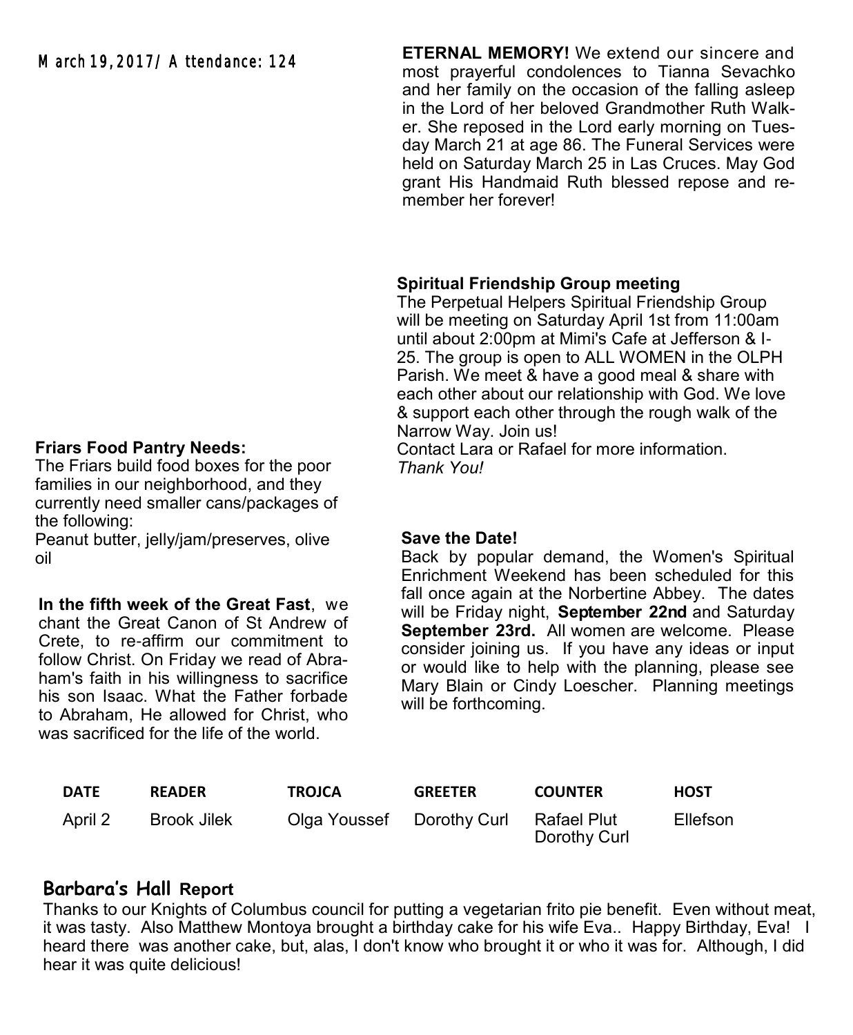March 19, 2017 / Attendance: 124

**ETERNAL MEMORY!** We extend our sincere and most prayerful condolences to Tianna Sevachko and her family on the occasion of the falling asleep in the Lord of her beloved Grandmother Ruth Walker. She reposed in the Lord early morning on Tuesday March 21 at age 86. The Funeral Services were held on Saturday March 25 in Las Cruces. May God grant His Handmaid Ruth blessed repose and remember her forever!

**Spiritual Friendship Group meeting**

The Perpetual Helpers Spiritual Friendship Group will be meeting on Saturday April 1st from 11:00am until about 2:00pm at Mimi's Cafe at Jefferson & I-25. The group is open to ALL WOMEN in the OLPH Parish. We meet & have a good meal & share with each other about our relationship with God. We love & support each other through the rough walk of the Narrow Way. Join us!

Contact Lara or Rafael for more information.

*Thank You!*

**Friars Food Pantry Needs:**

The Friars build food boxes for the poor families in our neighborhood, and they currently need smaller cans/packages of the following:

Peanut butter, jelly/jam/preserves, olive oil

**In the fifth week of the Great Fast**, we chant the Great Canon of St Andrew of Crete, to re-affirm our commitment to follow Christ. On Friday we read of Abraham's faith in his willingness to sacrifice his son Isaac. What the Father forbade to Abraham, He allowed for Christ, who was sacrificed for the life of the world.

**Save the Date!**

Back by popular demand, the Women's Spiritual Enrichment Weekend has been scheduled for this fall once again at the Norbertine Abbey. The dates will be Friday night, **September 22nd** and Saturday **September 23rd.** All women are welcome. Please consider joining us. If you have any ideas or input or would like to help with the planning, please see Mary Blain or Cindy Loescher. Planning meetings will be forthcoming.

| DATE | READER | TROJCA | GREETER | COUNTER | HOST |
|---|---|---|---|---|---|
| April 2 | Brook Jilek | Olga Youssef | Dorothy Curl | Rafael Plut<br>Dorothy Curl | Ellefson |

## Barbara's Hall Report

Thanks to our Knights of Columbus council for putting a vegetarian frito pie benefit. Even without meat, it was tasty. Also Matthew Montoya brought a birthday cake for his wife Eva.. Happy Birthday, Eva! I heard there was another cake, but, alas, I don't know who brought it or who it was for. Although, I did hear it was quite delicious!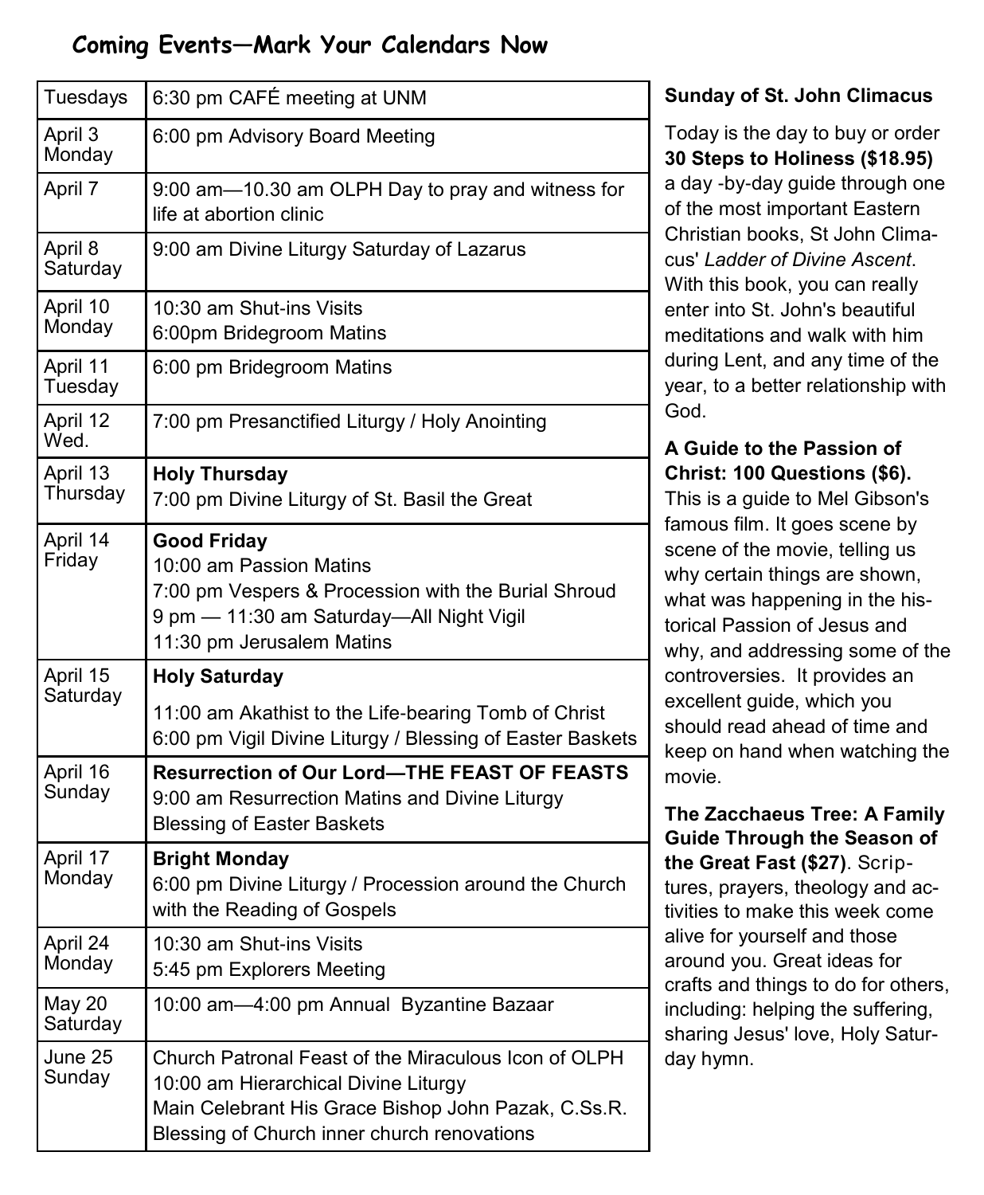## Coming Events—Mark Your Calendars Now

| | |
|---|---|
| Tuesdays | 6:30 pm CAFÉ meeting at UNM |
| April 3 Monday | 6:00 pm Advisory Board Meeting |
| April 7 | 9:00 am—10.30 am OLPH Day to pray and witness for life at abortion clinic |
| April 8 Saturday | 9:00 am Divine Liturgy Saturday of Lazarus |
| April 10 Monday | 10:30 am Shut-ins Visits<br>6:00pm Bridegroom Matins |
| April 11 Tuesday | 6:00 pm Bridegroom Matins |
| April 12 Wed. | 7:00 pm Presanctified Liturgy / Holy Anointing |
| April 13 Thursday | **Holy Thursday**<br>7:00 pm Divine Liturgy of St. Basil the Great |
| April 14 Friday | **Good Friday**<br>10:00 am Passion Matins<br>7:00 pm Vespers & Procession with the Burial Shroud<br>9 pm — 11:30 am Saturday—All Night Vigil<br>11:30 pm Jerusalem Matins |
| April 15 Saturday | **Holy Saturday**<br>11:00 am Akathist to the Life-bearing Tomb of Christ<br>6:00 pm Vigil Divine Liturgy / Blessing of Easter Baskets |
| April 16 Sunday | **Resurrection of Our Lord—THE FEAST OF FEASTS**<br>9:00 am Resurrection Matins and Divine Liturgy<br>Blessing of Easter Baskets |
| April 17 Monday | **Bright Monday**<br>6:00 pm Divine Liturgy / Procession around the Church with the Reading of Gospels |
| April 24 Monday | 10:30 am Shut-ins Visits<br>5:45 pm Explorers Meeting |
| May 20 Saturday | 10:00 am—4:00 pm Annual Byzantine Bazaar |
| June 25 Sunday | Church Patronal Feast of the Miraculous Icon of OLPH<br>10:00 am Hierarchical Divine Liturgy<br>Main Celebrant His Grace Bishop John Pazak, C.Ss.R.<br>Blessing of Church inner church renovations |

**Sunday of St. John Climacus**

Today is the day to buy or order **30 Steps to Holiness ($18.95)** a day -by-day guide through one of the most important Eastern Christian books, St John Climacus' *Ladder of Divine Ascent*. With this book, you can really enter into St. John's beautiful meditations and walk with him during Lent, and any time of the year, to a better relationship with God.

**A Guide to the Passion of Christ: 100 Questions ($6).** This is a guide to Mel Gibson's famous film. It goes scene by scene of the movie, telling us why certain things are shown, what was happening in the historical Passion of Jesus and why, and addressing some of the controversies. It provides an excellent guide, which you should read ahead of time and keep on hand when watching the movie.

**The Zacchaeus Tree: A Family Guide Through the Season of the Great Fast ($27)**. Scriptures, prayers, theology and activities to make this week come alive for yourself and those around you. Great ideas for crafts and things to do for others, including: helping the suffering, sharing Jesus' love, Holy Saturday hymn.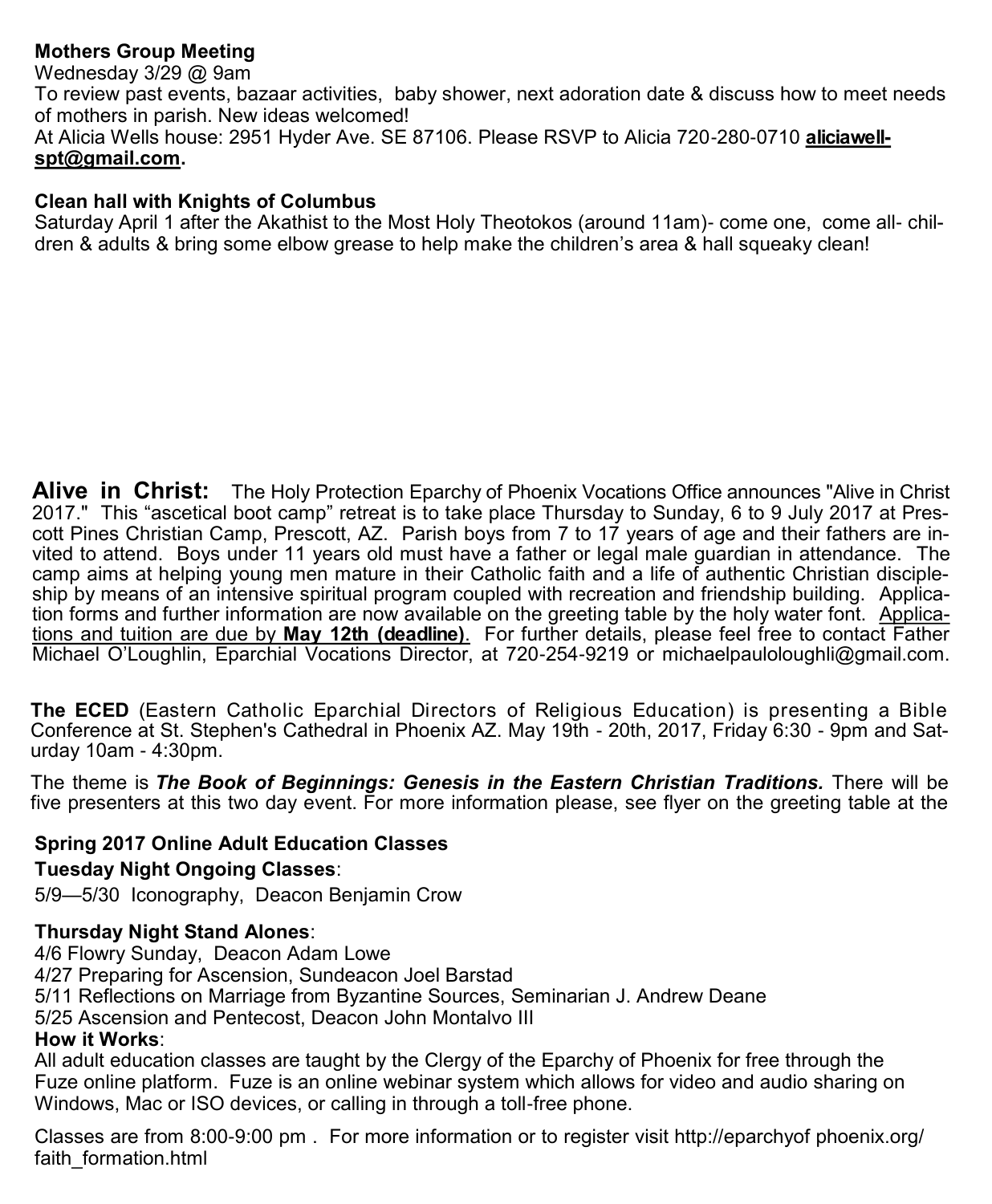**Mothers Group Meeting**

Wednesday 3/29 @ 9am

To review past events, bazaar activities, baby shower, next adoration date & discuss how to meet needs of mothers in parish. New ideas welcomed!

At Alicia Wells house: 2951 Hyder Ave. SE 87106. Please RSVP to Alicia 720-280-0710 **aliciawell-spt@gmail.com**.

**Clean hall with Knights of Columbus**

Saturday April 1 after the Akathist to the Most Holy Theotokos (around 11am)- come one, come all- children & adults & bring some elbow grease to help make the children's area & hall squeaky clean!

**Alive in Christ:** The Holy Protection Eparchy of Phoenix Vocations Office announces "Alive in Christ 2017." This "ascetical boot camp" retreat is to take place Thursday to Sunday, 6 to 9 July 2017 at Prescott Pines Christian Camp, Prescott, AZ. Parish boys from 7 to 17 years of age and their fathers are invited to attend. Boys under 11 years old must have a father or legal male guardian in attendance. The camp aims at helping young men mature in their Catholic faith and a life of authentic Christian discipleship by means of an intensive spiritual program coupled with recreation and friendship building. Application forms and further information are now available on the greeting table by the holy water font. Applications and tuition are due by **May 12th (deadline)**. For further details, please feel free to contact Father Michael O'Loughlin, Eparchial Vocations Director, at 720-254-9219 or michaelpauloloughli@gmail.com.

**The ECED** (Eastern Catholic Eparchial Directors of Religious Education) is presenting a Bible Conference at St. Stephen's Cathedral in Phoenix AZ. May 19th - 20th, 2017, Friday 6:30 - 9pm and Saturday 10am - 4:30pm.

The theme is ***The Book of Beginnings: Genesis in the Eastern Christian Traditions.*** There will be five presenters at this two day event. For more information please, see flyer on the greeting table at the

**Spring 2017 Online Adult Education Classes**

**Tuesday Night Ongoing Classes**:

5/9—5/30 Iconography, Deacon Benjamin Crow

**Thursday Night Stand Alones**:

4/6 Flowry Sunday, Deacon Adam Lowe
4/27 Preparing for Ascension, Sundeacon Joel Barstad
5/11 Reflections on Marriage from Byzantine Sources, Seminarian J. Andrew Deane
5/25 Ascension and Pentecost, Deacon John Montalvo III

**How it Works**:

All adult education classes are taught by the Clergy of the Eparchy of Phoenix for free through the Fuze online platform. Fuze is an online webinar system which allows for video and audio sharing on Windows, Mac or ISO devices, or calling in through a toll-free phone.

Classes are from 8:00-9:00 pm . For more information or to register visit http://eparchyof phoenix.org/faith_formation.html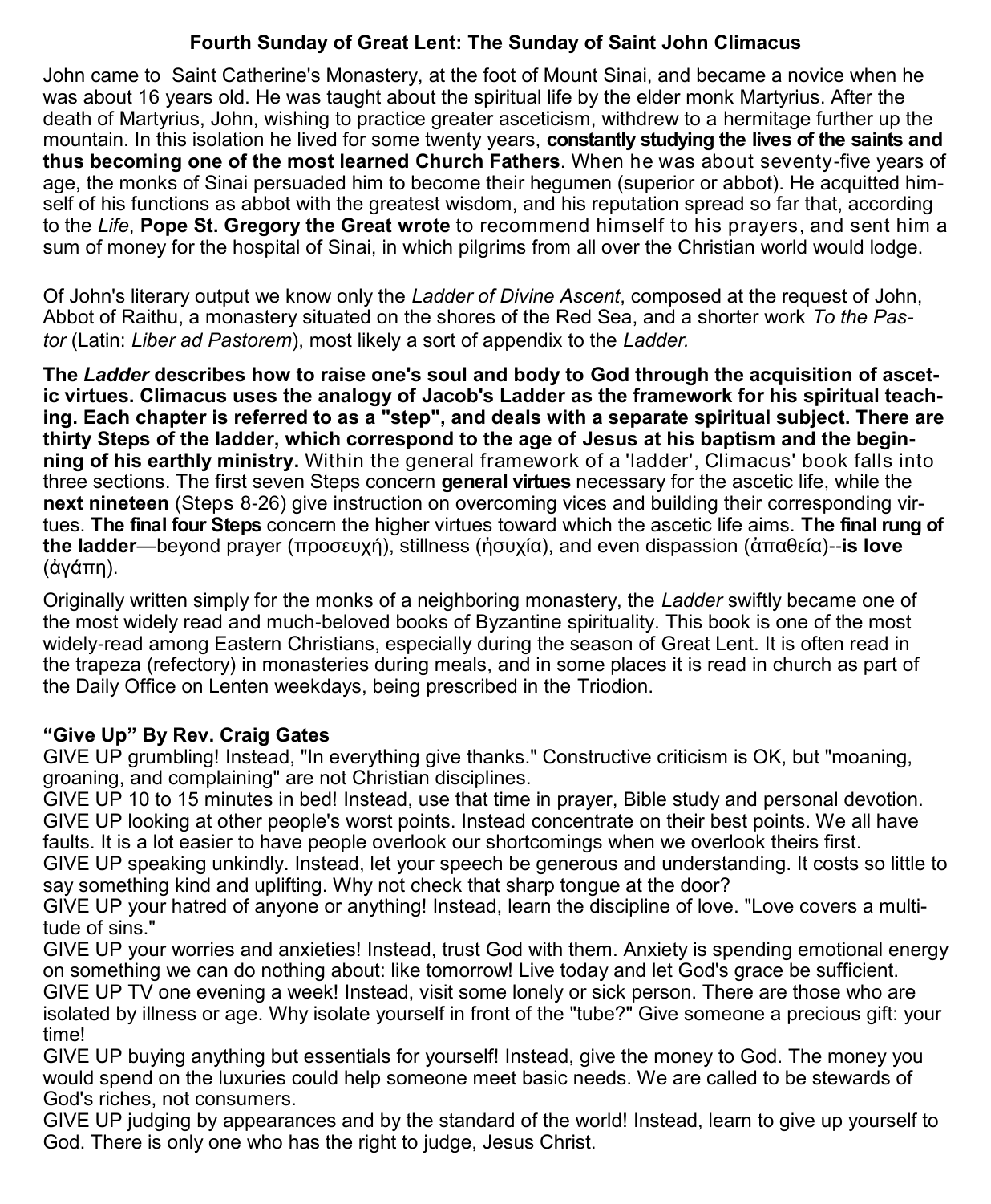## Fourth Sunday of Great Lent: The Sunday of Saint John Climacus

John came to Saint Catherine's Monastery, at the foot of Mount Sinai, and became a novice when he was about 16 years old. He was taught about the spiritual life by the elder monk Martyrius. After the death of Martyrius, John, wishing to practice greater asceticism, withdrew to a hermitage further up the mountain. In this isolation he lived for some twenty years, **constantly studying the lives of the saints and thus becoming one of the most learned Church Fathers**. When he was about seventy-five years of age, the monks of Sinai persuaded him to become their hegumen (superior or abbot). He acquitted himself of his functions as abbot with the greatest wisdom, and his reputation spread so far that, according to the *Life*, **Pope St. Gregory the Great wrote** to recommend himself to his prayers, and sent him a sum of money for the hospital of Sinai, in which pilgrims from all over the Christian world would lodge.

Of John's literary output we know only the *Ladder of Divine Ascent*, composed at the request of John, Abbot of Raithu, a monastery situated on the shores of the Red Sea, and a shorter work *To the Pastor* (Latin: *Liber ad Pastorem*), most likely a sort of appendix to the *Ladder.*

**The *Ladder* describes how to raise one's soul and body to God through the acquisition of ascetic virtues. Climacus uses the analogy of Jacob's Ladder as the framework for his spiritual teaching. Each chapter is referred to as a "step", and deals with a separate spiritual subject. There are thirty Steps of the ladder, which correspond to the age of Jesus at his baptism and the beginning of his earthly ministry.** Within the general framework of a 'ladder', Climacus' book falls into three sections. The first seven Steps concern **general virtues** necessary for the ascetic life, while the **next nineteen** (Steps 8-26) give instruction on overcoming vices and building their corresponding virtues. **The final four Steps** concern the higher virtues toward which the ascetic life aims. **The final rung of the ladder**—beyond prayer (προσευχή), stillness (ἡσυχία), and even dispassion (ἀπαθεία)--**is love** (ἀγάπη).

Originally written simply for the monks of a neighboring monastery, the *Ladder* swiftly became one of the most widely read and much-beloved books of Byzantine spirituality. This book is one of the most widely-read among Eastern Christians, especially during the season of Great Lent. It is often read in the trapeza (refectory) in monasteries during meals, and in some places it is read in church as part of the Daily Office on Lenten weekdays, being prescribed in the Triodion.

**"Give Up" By Rev. Craig Gates**

GIVE UP grumbling! Instead, "In everything give thanks." Constructive criticism is OK, but "moaning, groaning, and complaining" are not Christian disciplines.

GIVE UP 10 to 15 minutes in bed! Instead, use that time in prayer, Bible study and personal devotion.

GIVE UP looking at other people's worst points. Instead concentrate on their best points. We all have faults. It is a lot easier to have people overlook our shortcomings when we overlook theirs first.

GIVE UP speaking unkindly. Instead, let your speech be generous and understanding. It costs so little to say something kind and uplifting. Why not check that sharp tongue at the door?

GIVE UP your hatred of anyone or anything! Instead, learn the discipline of love. "Love covers a multitude of sins."

GIVE UP your worries and anxieties! Instead, trust God with them. Anxiety is spending emotional energy on something we can do nothing about: like tomorrow! Live today and let God's grace be sufficient.

GIVE UP TV one evening a week! Instead, visit some lonely or sick person. There are those who are isolated by illness or age. Why isolate yourself in front of the "tube?" Give someone a precious gift: your time!

GIVE UP buying anything but essentials for yourself! Instead, give the money to God. The money you would spend on the luxuries could help someone meet basic needs. We are called to be stewards of God's riches, not consumers.

GIVE UP judging by appearances and by the standard of the world! Instead, learn to give up yourself to God. There is only one who has the right to judge, Jesus Christ.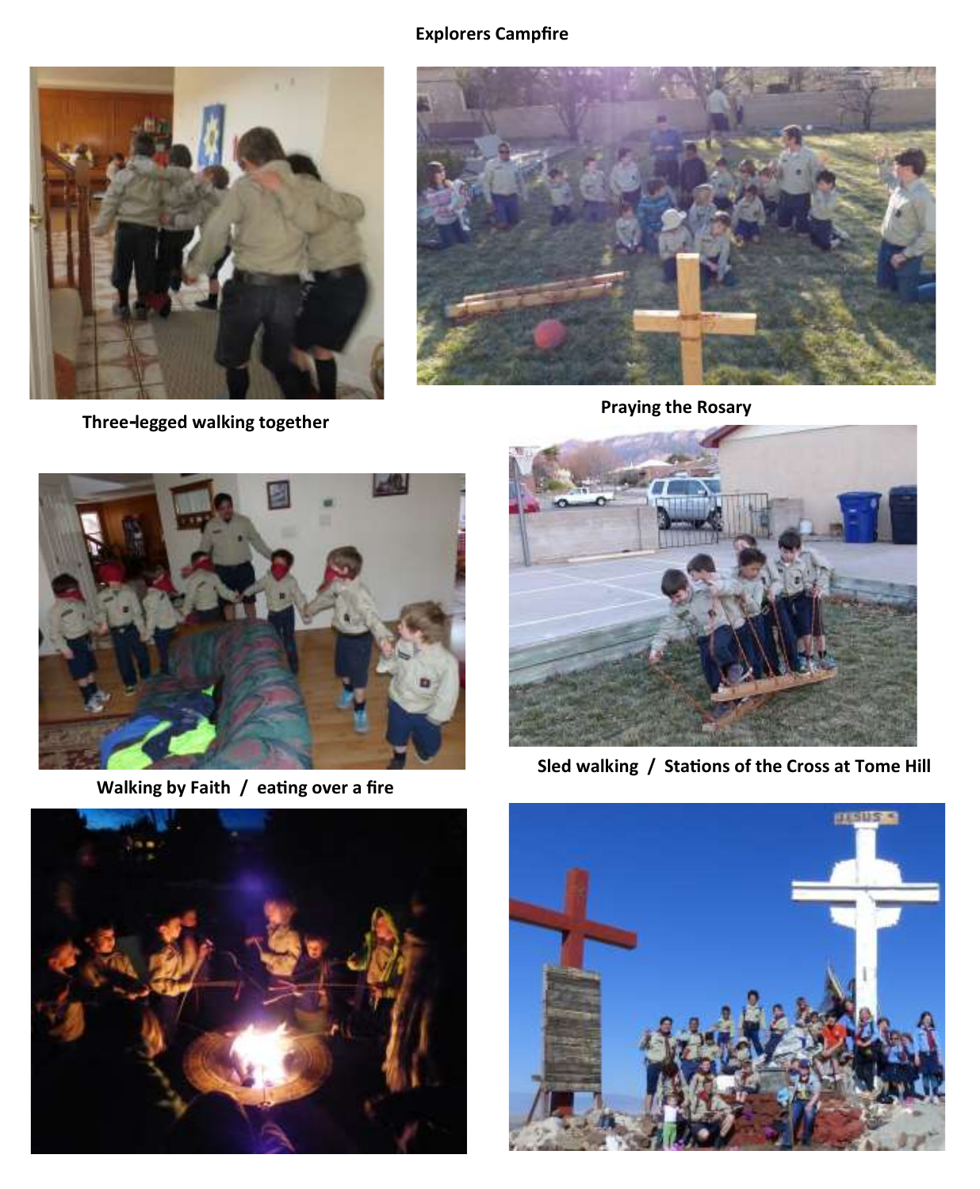# Explorers Campfire

Three-legged walking together

Praying the Rosary

Walking by Faith / eating over a fire

Sled walking / Stations of the Cross at Tome Hill